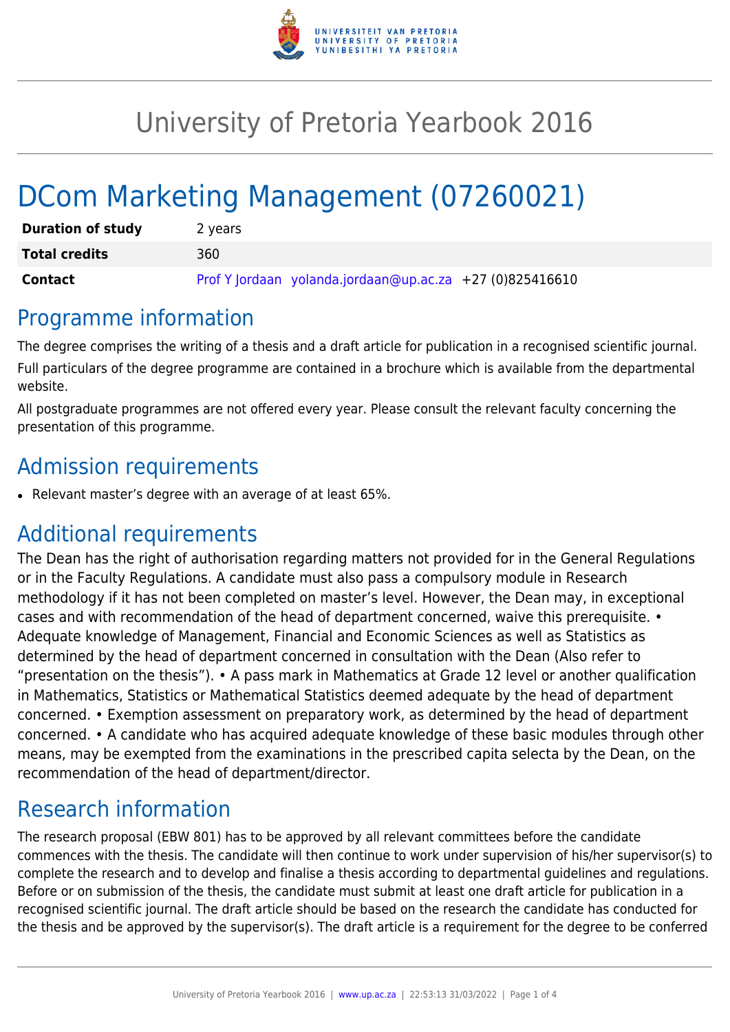# University of Pretoria Yearbook 2016

# DCom Marketing Management (07260021)

| | |
|---|---|
| **Duration of study** | 2 years |
| **Total credits** | 360 |
| **Contact** | Prof Y Jordaan yolanda.jordaan@up.ac.za +27 (0)825416610 |

## Programme information

The degree comprises the writing of a thesis and a draft article for publication in a recognised scientific journal.

Full particulars of the degree programme are contained in a brochure which is available from the departmental website.

All postgraduate programmes are not offered every year. Please consult the relevant faculty concerning the presentation of this programme.

## Admission requirements

- Relevant master's degree with an average of at least 65%.

## Additional requirements

The Dean has the right of authorisation regarding matters not provided for in the General Regulations or in the Faculty Regulations. A candidate must also pass a compulsory module in Research methodology if it has not been completed on master's level. However, the Dean may, in exceptional cases and with recommendation of the head of department concerned, waive this prerequisite. • Adequate knowledge of Management, Financial and Economic Sciences as well as Statistics as determined by the head of department concerned in consultation with the Dean (Also refer to "presentation on the thesis"). • A pass mark in Mathematics at Grade 12 level or another qualification in Mathematics, Statistics or Mathematical Statistics deemed adequate by the head of department concerned. • Exemption assessment on preparatory work, as determined by the head of department concerned. • A candidate who has acquired adequate knowledge of these basic modules through other means, may be exempted from the examinations in the prescribed capita selecta by the Dean, on the recommendation of the head of department/director.

## Research information

The research proposal (EBW 801) has to be approved by all relevant committees before the candidate commences with the thesis. The candidate will then continue to work under supervision of his/her supervisor(s) to complete the research and to develop and finalise a thesis according to departmental guidelines and regulations. Before or on submission of the thesis, the candidate must submit at least one draft article for publication in a recognised scientific journal. The draft article should be based on the research the candidate has conducted for the thesis and be approved by the supervisor(s). The draft article is a requirement for the degree to be conferred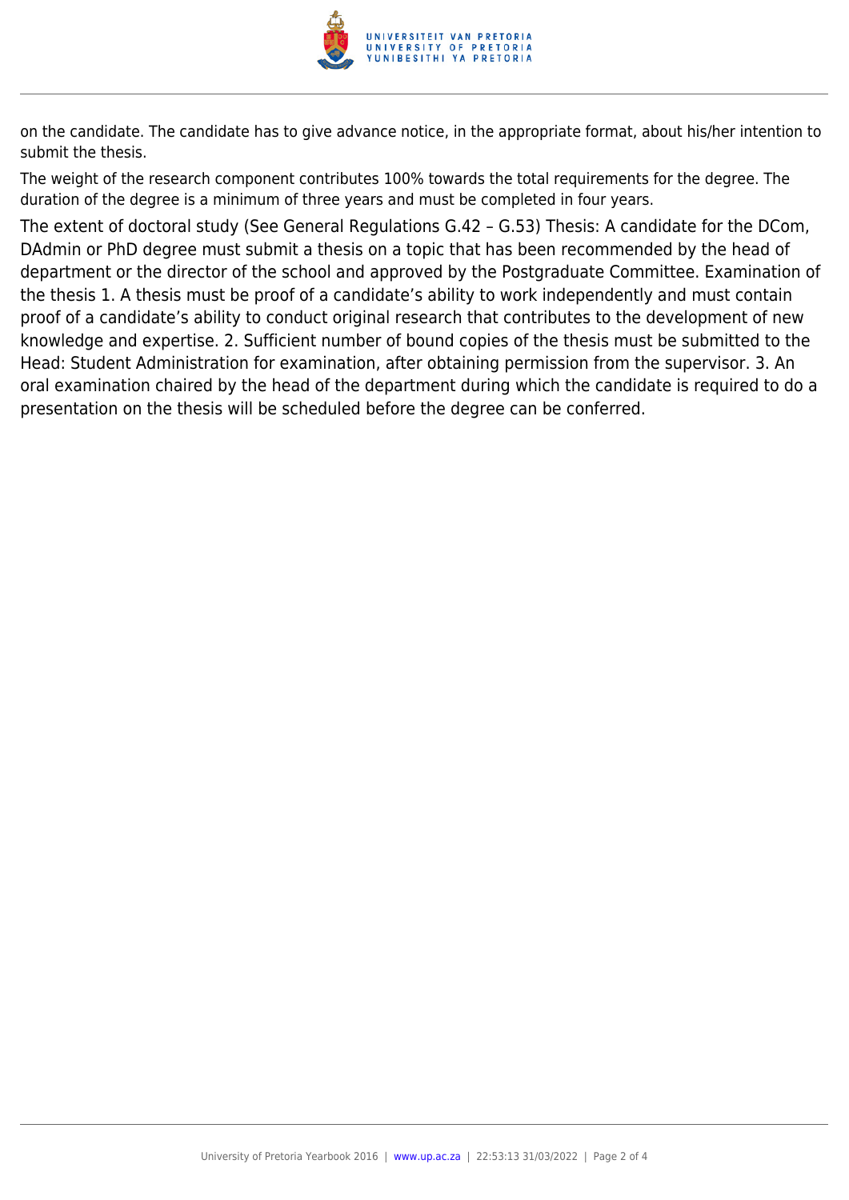on the candidate. The candidate has to give advance notice, in the appropriate format, about his/her intention to submit the thesis.

The weight of the research component contributes 100% towards the total requirements for the degree. The duration of the degree is a minimum of three years and must be completed in four years.

The extent of doctoral study (See General Regulations G.42 – G.53) Thesis: A candidate for the DCom, DAdmin or PhD degree must submit a thesis on a topic that has been recommended by the head of department or the director of the school and approved by the Postgraduate Committee. Examination of the thesis 1. A thesis must be proof of a candidate's ability to work independently and must contain proof of a candidate's ability to conduct original research that contributes to the development of new knowledge and expertise. 2. Sufficient number of bound copies of the thesis must be submitted to the Head: Student Administration for examination, after obtaining permission from the supervisor. 3. An oral examination chaired by the head of the department during which the candidate is required to do a presentation on the thesis will be scheduled before the degree can be conferred.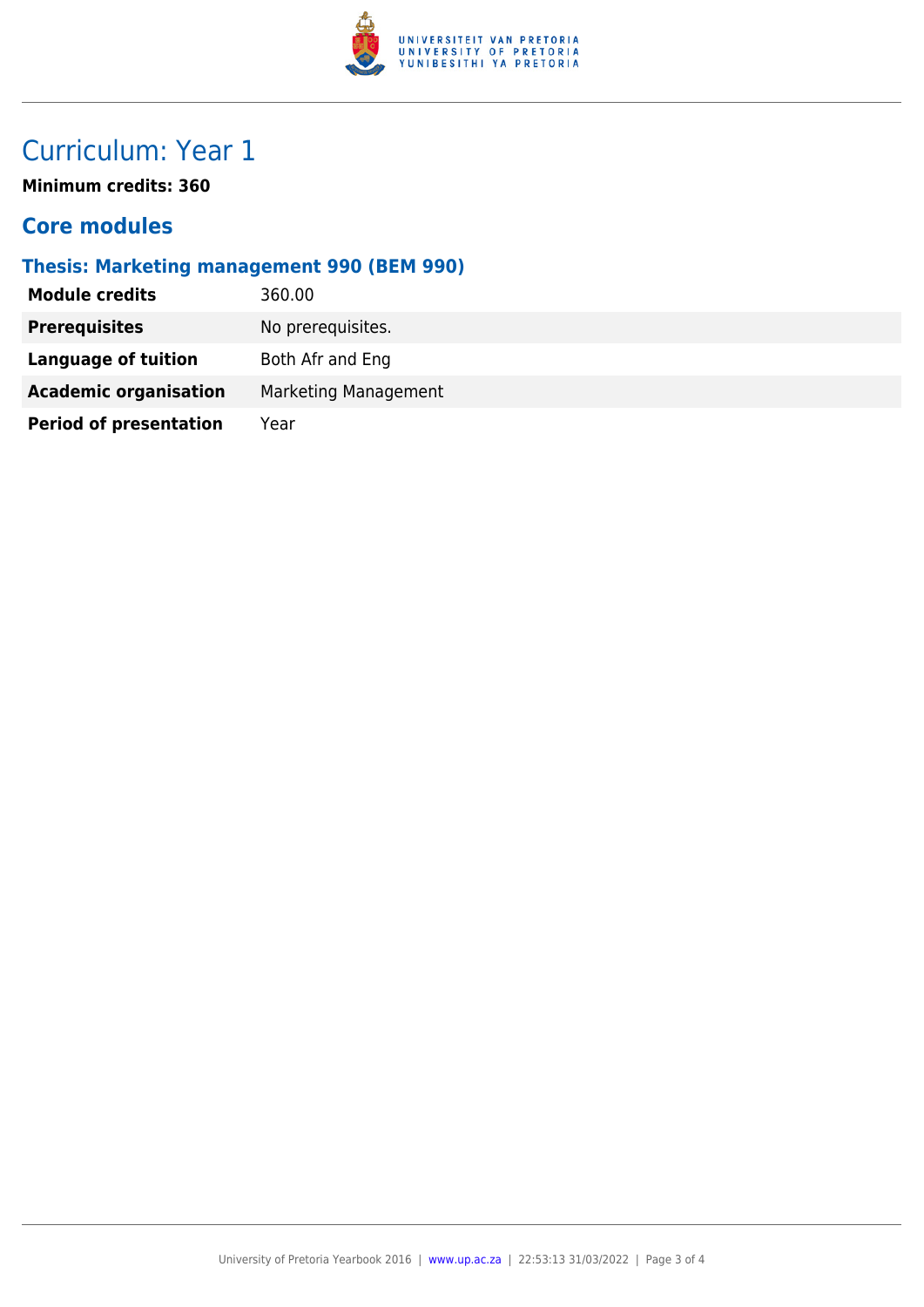# Curriculum: Year 1

**Minimum credits: 360**

## Core modules

### Thesis: Marketing management 990 (BEM 990)

| | |
|---|---|
| **Module credits** | 360.00 |
| **Prerequisites** | No prerequisites. |
| **Language of tuition** | Both Afr and Eng |
| **Academic organisation** | Marketing Management |
| **Period of presentation** | Year |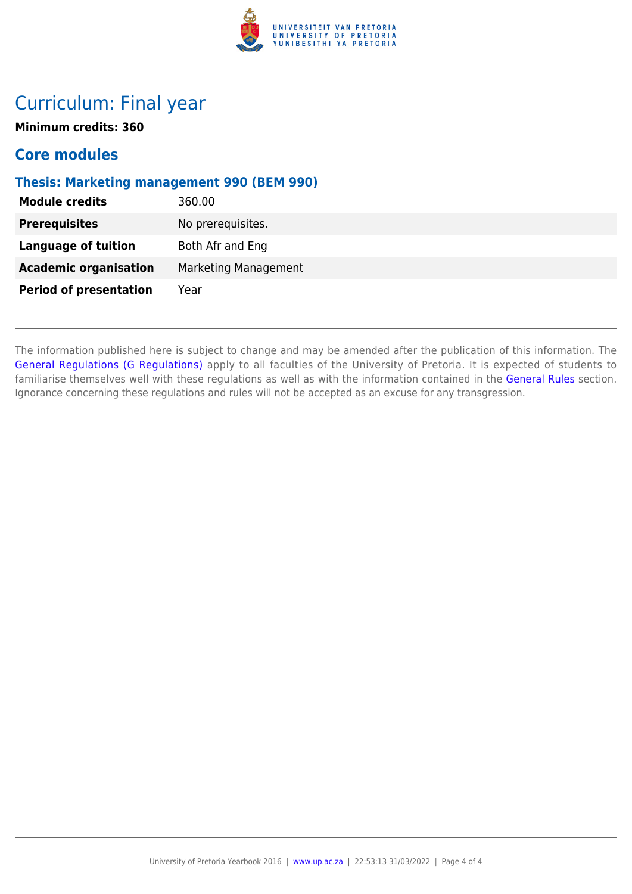# Curriculum: Final year

**Minimum credits: 360**

## Core modules

### Thesis: Marketing management 990 (BEM 990)

| | |
|---|---|
| **Module credits** | 360.00 |
| **Prerequisites** | No prerequisites. |
| **Language of tuition** | Both Afr and Eng |
| **Academic organisation** | Marketing Management |
| **Period of presentation** | Year |

The information published here is subject to change and may be amended after the publication of this information. The General Regulations (G Regulations) apply to all faculties of the University of Pretoria. It is expected of students to familiarise themselves well with these regulations as well as with the information contained in the General Rules section. Ignorance concerning these regulations and rules will not be accepted as an excuse for any transgression.